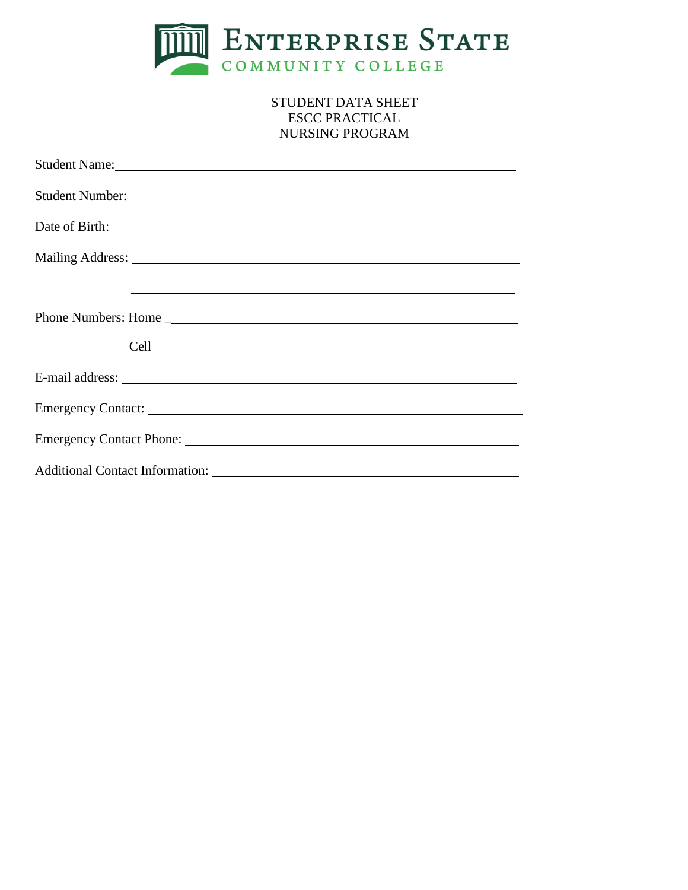Enterprise State Community College

# STUDENT DATA SHEET
# ESCC PRACTICAL
# NURSING PROGRAM

Student Name: ______________________________________________________________

Student Number: ____________________________________________________________

Date of Birth: ______________________________________________________________

Mailing Address: ____________________________________________________________

____________________________________________________________

Phone Numbers: Home _________________________________________________________

Cell ____________________________________________________________

E-mail address: _____________________________________________________________

Emergency Contact: __________________________________________________________

Emergency Contact Phone: ____________________________________________________

Additional Contact Information: _______________________________________________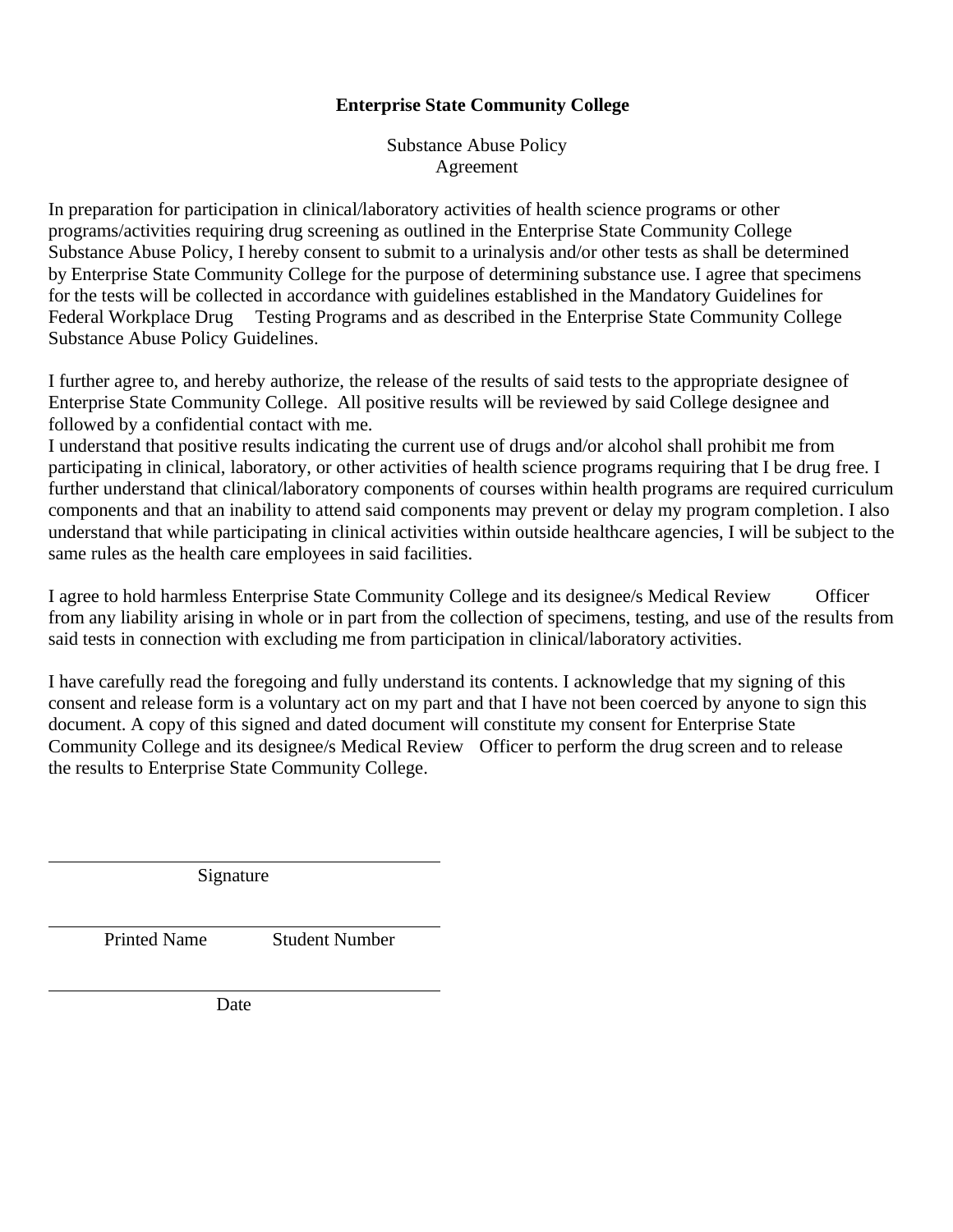**Enterprise State Community College**

Substance Abuse Policy
Agreement

In preparation for participation in clinical/laboratory activities of health science programs or other programs/activities requiring drug screening as outlined in the Enterprise State Community College Substance Abuse Policy, I hereby consent to submit to a urinalysis and/or other tests as shall be determined by Enterprise State Community College for the purpose of determining substance use. I agree that specimens for the tests will be collected in accordance with guidelines established in the Mandatory Guidelines for Federal Workplace Drug Testing Programs and as described in the Enterprise State Community College Substance Abuse Policy Guidelines.

I further agree to, and hereby authorize, the release of the results of said tests to the appropriate designee of Enterprise State Community College. All positive results will be reviewed by said College designee and followed by a confidential contact with me.
I understand that positive results indicating the current use of drugs and/or alcohol shall prohibit me from participating in clinical, laboratory, or other activities of health science programs requiring that I be drug free. I further understand that clinical/laboratory components of courses within health programs are required curriculum components and that an inability to attend said components may prevent or delay my program completion. I also understand that while participating in clinical activities within outside healthcare agencies, I will be subject to the same rules as the health care employees in said facilities.

I agree to hold harmless Enterprise State Community College and its designee/s Medical Review Officer from any liability arising in whole or in part from the collection of specimens, testing, and use of the results from said tests in connection with excluding me from participation in clinical/laboratory activities.

I have carefully read the foregoing and fully understand its contents. I acknowledge that my signing of this consent and release form is a voluntary act on my part and that I have not been coerced by anyone to sign this document. A copy of this signed and dated document will constitute my consent for Enterprise State Community College and its designee/s Medical Review Officer to perform the drug screen and to release the results to Enterprise State Community College.

\_\_\_\_\_\_\_\_\_\_\_\_\_\_\_\_\_\_\_\_\_\_\_\_\_\_\_\_\_\_\_\_\_\_\_\_\_\_\_\_
Signature

\_\_\_\_\_\_\_\_\_\_\_\_\_\_\_\_\_\_\_\_\_\_\_\_\_\_\_\_\_\_\_\_\_\_\_\_\_\_\_\_
Printed Name Student Number

\_\_\_\_\_\_\_\_\_\_\_\_\_\_\_\_\_\_\_\_\_\_\_\_\_\_\_\_\_\_\_\_\_\_\_\_\_\_\_\_
Date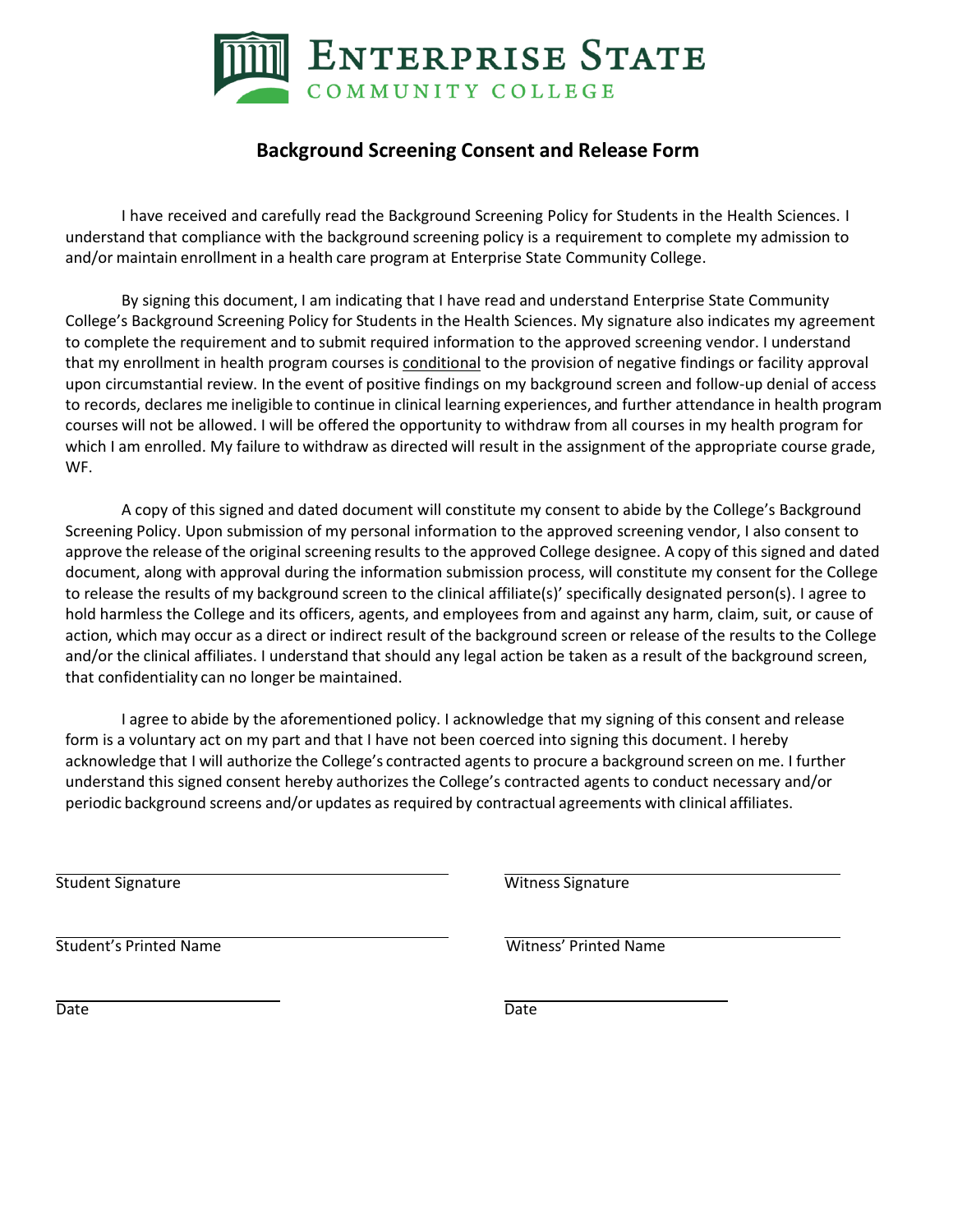# Enterprise State Community College

## Background Screening Consent and Release Form

I have received and carefully read the Background Screening Policy for Students in the Health Sciences. I understand that compliance with the background screening policy is a requirement to complete my admission to and/or maintain enrollment in a health care program at Enterprise State Community College.

By signing this document, I am indicating that I have read and understand Enterprise State Community College's Background Screening Policy for Students in the Health Sciences. My signature also indicates my agreement to complete the requirement and to submit required information to the approved screening vendor. I understand that my enrollment in health program courses is conditional to the provision of negative findings or facility approval upon circumstantial review. In the event of positive findings on my background screen and follow-up denial of access to records, declares me ineligible to continue in clinical learning experiences, and further attendance in health program courses will not be allowed. I will be offered the opportunity to withdraw from all courses in my health program for which I am enrolled. My failure to withdraw as directed will result in the assignment of the appropriate course grade, WF.

A copy of this signed and dated document will constitute my consent to abide by the College's Background Screening Policy. Upon submission of my personal information to the approved screening vendor, I also consent to approve the release of the original screening results to the approved College designee. A copy of this signed and dated document, along with approval during the information submission process, will constitute my consent for the College to release the results of my background screen to the clinical affiliate(s)' specifically designated person(s). I agree to hold harmless the College and its officers, agents, and employees from and against any harm, claim, suit, or cause of action, which may occur as a direct or indirect result of the background screen or release of the results to the College and/or the clinical affiliates. I understand that should any legal action be taken as a result of the background screen, that confidentiality can no longer be maintained.

I agree to abide by the aforementioned policy. I acknowledge that my signing of this consent and release form is a voluntary act on my part and that I have not been coerced into signing this document. I hereby acknowledge that I will authorize the College's contracted agents to procure a background screen on me. I further understand this signed consent hereby authorizes the College's contracted agents to conduct necessary and/or periodic background screens and/or updates as required by contractual agreements with clinical affiliates.

______________________________ Student Signature

______________________________ Witness Signature

______________________________ Student's Printed Name

______________________________ Witness' Printed Name

________________ Date

________________ Date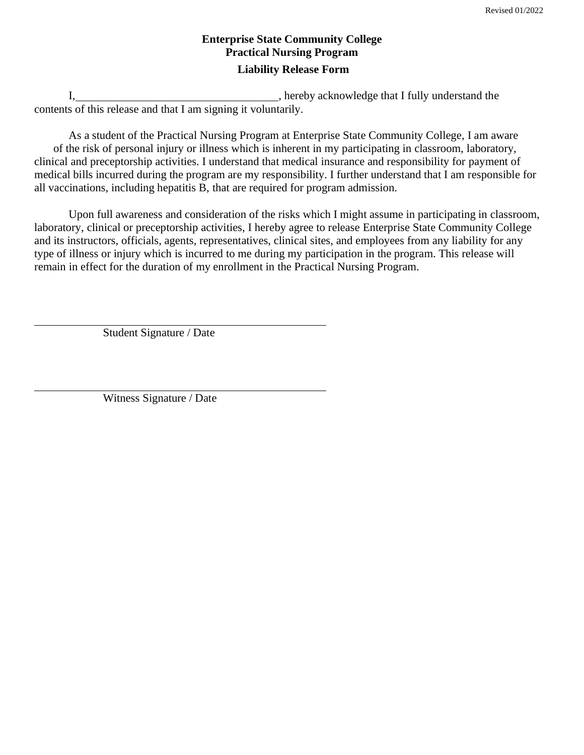Revised 01/2022

**Enterprise State Community College**
**Practical Nursing Program**

**Liability Release Form**

I,\_\_\_\_\_\_\_\_\_\_\_\_\_\_\_\_\_\_\_\_\_\_\_\_\_\_\_\_\_\_\_\_\_\_\_\_, hereby acknowledge that I fully understand the contents of this release and that I am signing it voluntarily.

As a student of the Practical Nursing Program at Enterprise State Community College, I am aware of the risk of personal injury or illness which is inherent in my participating in classroom, laboratory, clinical and preceptorship activities. I understand that medical insurance and responsibility for payment of medical bills incurred during the program are my responsibility. I further understand that I am responsible for all vaccinations, including hepatitis B, that are required for program admission.

Upon full awareness and consideration of the risks which I might assume in participating in classroom, laboratory, clinical or preceptorship activities, I hereby agree to release Enterprise State Community College and its instructors, officials, agents, representatives, clinical sites, and employees from any liability for any type of illness or injury which is incurred to me during my participation in the program. This release will remain in effect for the duration of my enrollment in the Practical Nursing Program.

\_\_\_\_\_\_\_\_\_\_\_\_\_\_\_\_\_\_\_\_\_\_\_\_\_\_\_\_\_\_\_\_\_\_\_\_\_\_\_\_\_\_\_\_
Student Signature / Date

\_\_\_\_\_\_\_\_\_\_\_\_\_\_\_\_\_\_\_\_\_\_\_\_\_\_\_\_\_\_\_\_\_\_\_\_\_\_\_\_\_\_\_\_
Witness Signature / Date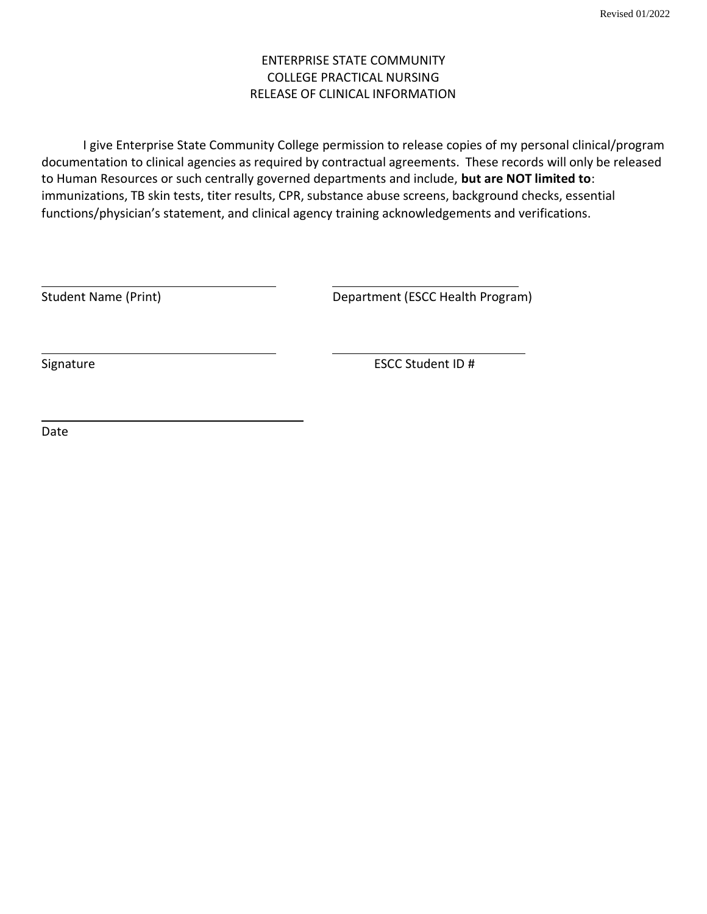Revised 01/2022

# ENTERPRISE STATE COMMUNITY COLLEGE PRACTICAL NURSING RELEASE OF CLINICAL INFORMATION

I give Enterprise State Community College permission to release copies of my personal clinical/program documentation to clinical agencies as required by contractual agreements. These records will only be released to Human Resources or such centrally governed departments and include, **but are NOT limited to**: immunizations, TB skin tests, titer results, CPR, substance abuse screens, background checks, essential functions/physician's statement, and clinical agency training acknowledgements and verifications.

\_\_\_\_\_\_\_\_\_\_\_\_\_\_\_\_\_\_\_\_\_\_\_\_\_\_\_\_\_\_\_\_ \_\_\_\_\_\_\_\_\_\_\_\_\_\_\_\_\_\_\_\_\_\_\_\_\_\_\_\_\_\_\_\_
Student Name (Print) Department (ESCC Health Program)

\_\_\_\_\_\_\_\_\_\_\_\_\_\_\_\_\_\_\_\_\_\_\_\_\_\_\_\_\_\_\_\_ \_\_\_\_\_\_\_\_\_\_\_\_\_\_\_\_\_\_\_\_\_\_\_\_\_\_\_\_\_\_\_\_
Signature ESCC Student ID #

\_\_\_\_\_\_\_\_\_\_\_\_\_\_\_\_\_\_\_\_\_\_\_\_\_\_\_\_\_\_\_\_
Date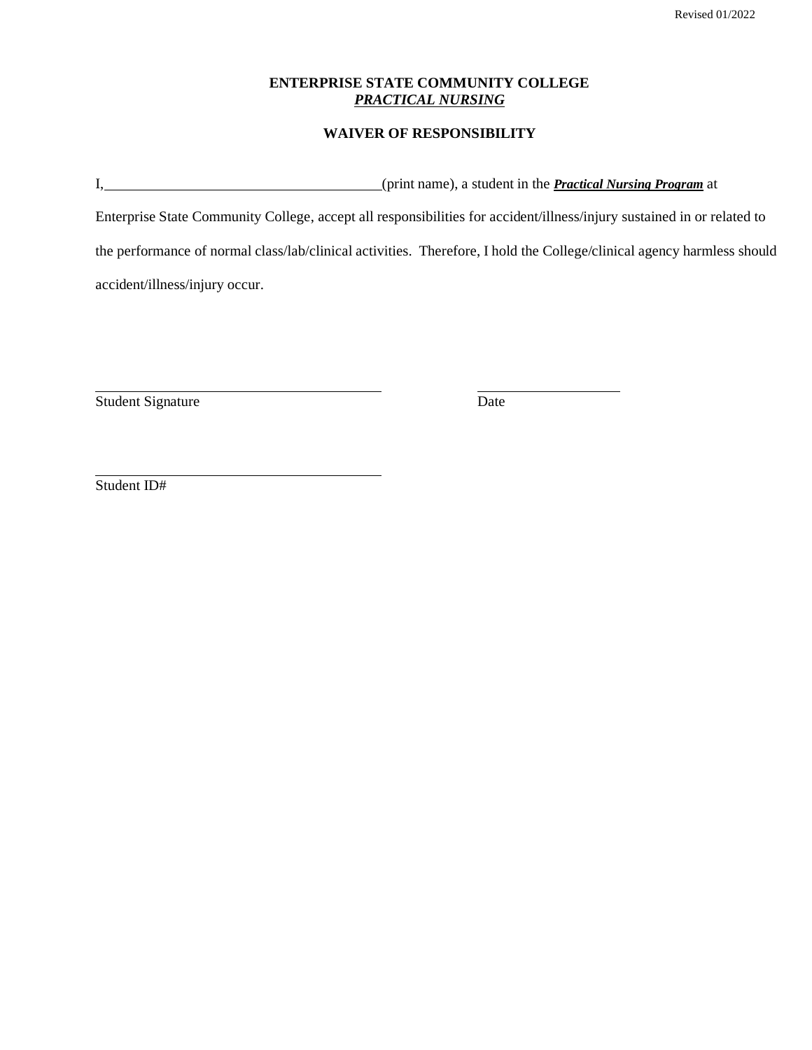Revised 01/2022

**ENTERPRISE STATE COMMUNITY COLLEGE**
***PRACTICAL NURSING***

**WAIVER OF RESPONSIBILITY**

I,_____________________________________(print name), a student in the ***Practical Nursing Program*** at Enterprise State Community College, accept all responsibilities for accident/illness/injury sustained in or related to the performance of normal class/lab/clinical activities. Therefore, I hold the College/clinical agency harmless should accident/illness/injury occur.

_______________________________________ &nbsp;&nbsp;&nbsp;&nbsp;&nbsp;&nbsp;&nbsp;&nbsp;&nbsp;&nbsp; ____________________
Student Signature &nbsp;&nbsp;&nbsp;&nbsp;&nbsp;&nbsp;&nbsp;&nbsp;&nbsp;&nbsp;&nbsp;&nbsp;&nbsp;&nbsp;&nbsp;&nbsp;&nbsp;&nbsp;&nbsp;&nbsp;&nbsp;&nbsp;&nbsp;&nbsp;&nbsp;&nbsp;&nbsp;&nbsp;&nbsp;&nbsp;&nbsp;&nbsp;&nbsp;&nbsp;&nbsp;&nbsp;&nbsp;&nbsp; Date

_______________________________________
Student ID#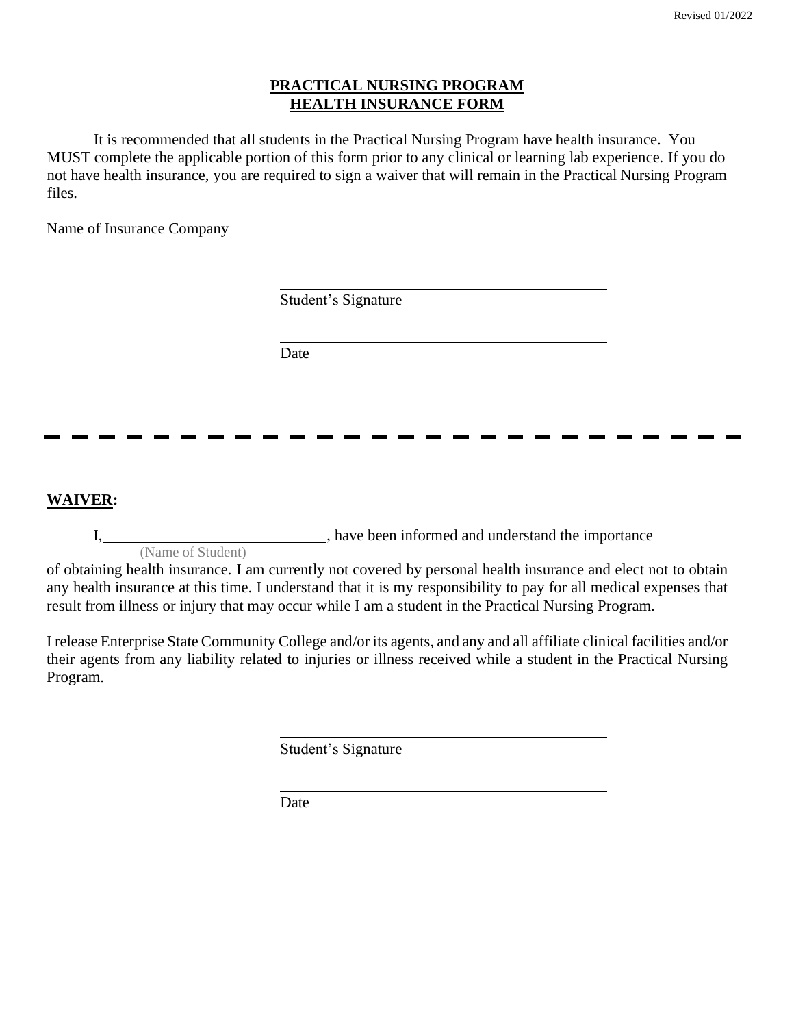# PRACTICAL NURSING PROGRAM
## HEALTH INSURANCE FORM

It is recommended that all students in the Practical Nursing Program have health insurance. You MUST complete the applicable portion of this form prior to any clinical or learning lab experience. If you do not have health insurance, you are required to sign a waiver that will remain in the Practical Nursing Program files.

Name of Insurance Company ______________________________________

______________________________________
Student's Signature

______________________________________
Date

---

**WAIVER:**

I, ____________________________, have been informed and understand the importance
(Name of Student)
of obtaining health insurance. I am currently not covered by personal health insurance and elect not to obtain any health insurance at this time. I understand that it is my responsibility to pay for all medical expenses that result from illness or injury that may occur while I am a student in the Practical Nursing Program.

I release Enterprise State Community College and/or its agents, and any and all affiliate clinical facilities and/or their agents from any liability related to injuries or illness received while a student in the Practical Nursing Program.

______________________________________
Student's Signature

______________________________________
Date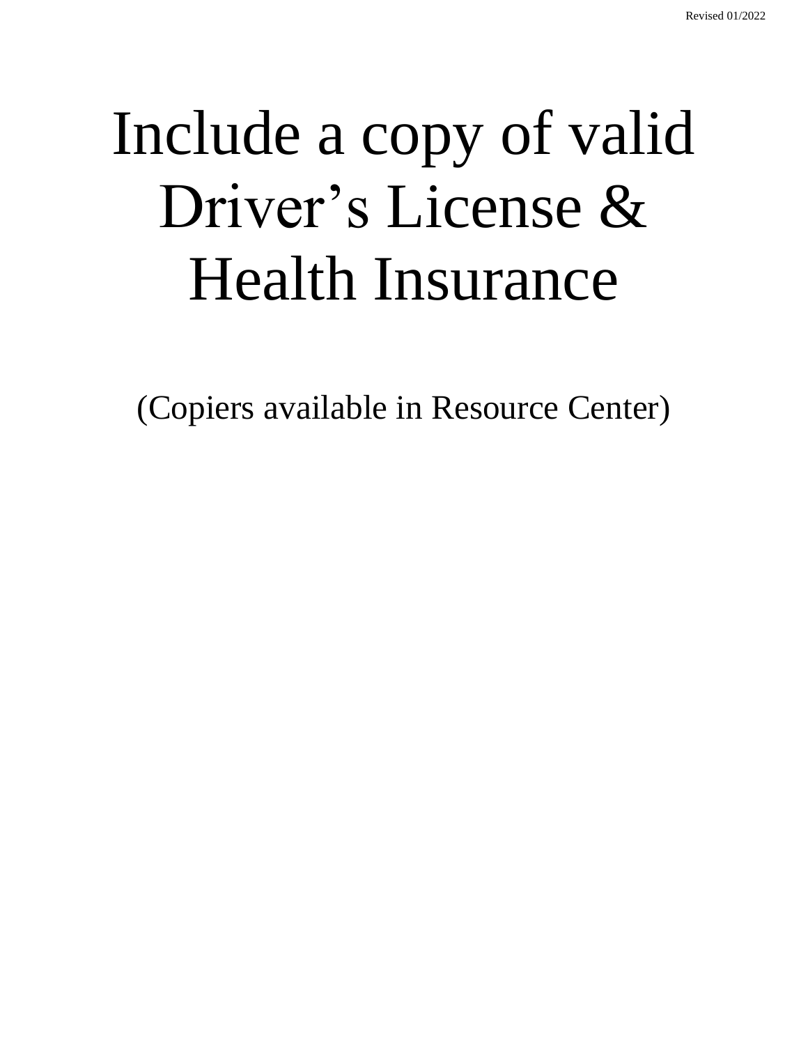Revised 01/2022

# Include a copy of valid Driver's License & Health Insurance

(Copiers available in Resource Center)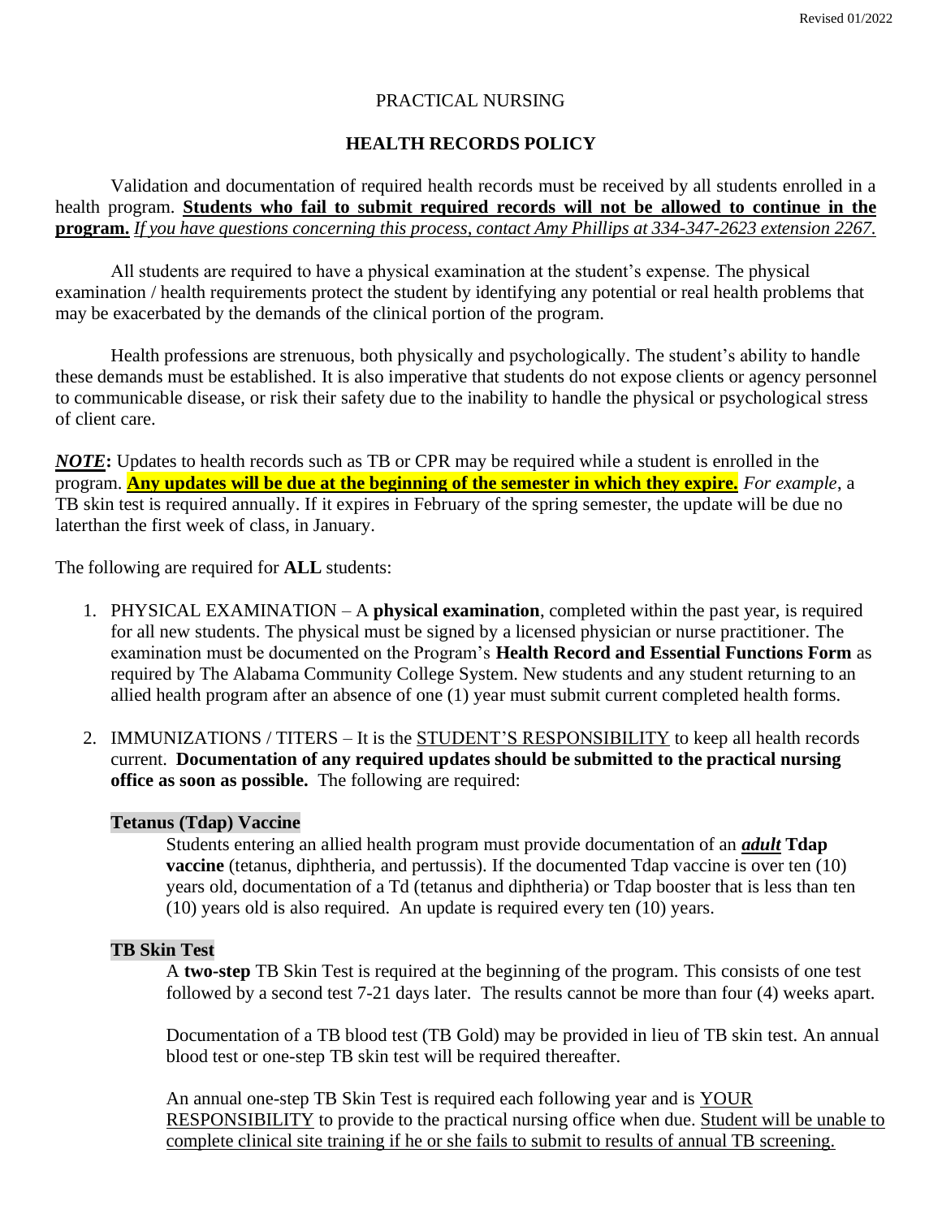# PRACTICAL NURSING

## HEALTH RECORDS POLICY

Validation and documentation of required health records must be received by all students enrolled in a health program. **Students who fail to submit required records will not be allowed to continue in the program.** *If you have questions concerning this process, contact Amy Phillips at 334-347-2623 extension 2267.*

All students are required to have a physical examination at the student's expense. The physical examination / health requirements protect the student by identifying any potential or real health problems that may be exacerbated by the demands of the clinical portion of the program.

Health professions are strenuous, both physically and psychologically. The student's ability to handle these demands must be established. It is also imperative that students do not expose clients or agency personnel to communicable disease, or risk their safety due to the inability to handle the physical or psychological stress of client care.

***NOTE*****:** Updates to health records such as TB or CPR may be required while a student is enrolled in the program. **Any updates will be due at the beginning of the semester in which they expire.** *For example*, a TB skin test is required annually. If it expires in February of the spring semester, the update will be due no laterthan the first week of class, in January.

The following are required for **ALL** students:

1. PHYSICAL EXAMINATION – A **physical examination**, completed within the past year, is required for all new students. The physical must be signed by a licensed physician or nurse practitioner. The examination must be documented on the Program's **Health Record and Essential Functions Form** as required by The Alabama Community College System. New students and any student returning to an allied health program after an absence of one (1) year must submit current completed health forms.

2. IMMUNIZATIONS / TITERS – It is the STUDENT'S RESPONSIBILITY to keep all health records current. **Documentation of any required updates should be submitted to the practical nursing office as soon as possible.** The following are required:

   **Tetanus (Tdap) Vaccine**

   Students entering an allied health program must provide documentation of an ***adult*** **Tdap vaccine** (tetanus, diphtheria, and pertussis). If the documented Tdap vaccine is over ten (10) years old, documentation of a Td (tetanus and diphtheria) or Tdap booster that is less than ten (10) years old is also required. An update is required every ten (10) years.

   **TB Skin Test**

   A **two-step** TB Skin Test is required at the beginning of the program. This consists of one test followed by a second test 7-21 days later. The results cannot be more than four (4) weeks apart.

   Documentation of a TB blood test (TB Gold) may be provided in lieu of TB skin test. An annual blood test or one-step TB skin test will be required thereafter.

   An annual one-step TB Skin Test is required each following year and is YOUR RESPONSIBILITY to provide to the practical nursing office when due. Student will be unable to complete clinical site training if he or she fails to submit to results of annual TB screening.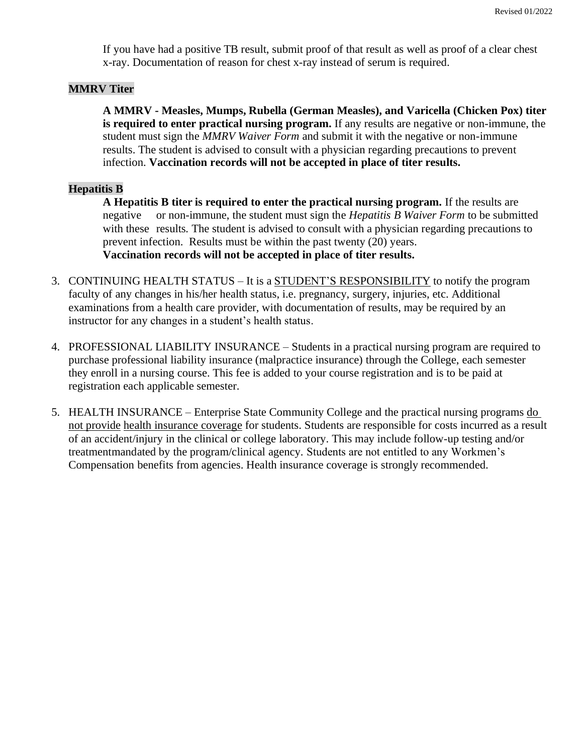If you have had a positive TB result, submit proof of that result as well as proof of a clear chest x-ray. Documentation of reason for chest x-ray instead of serum is required.

**MMRV Titer**

**A MMRV - Measles, Mumps, Rubella (German Measles), and Varicella (Chicken Pox) titer is required to enter practical nursing program.** If any results are negative or non-immune, the student must sign the *MMRV Waiver Form* and submit it with the negative or non-immune results. The student is advised to consult with a physician regarding precautions to prevent infection. **Vaccination records will not be accepted in place of titer results.**

**Hepatitis B**

**A Hepatitis B titer is required to enter the practical nursing program.** If the results are negative or non-immune, the student must sign the *Hepatitis B Waiver Form* to be submitted with these results. The student is advised to consult with a physician regarding precautions to prevent infection. Results must be within the past twenty (20) years.
**Vaccination records will not be accepted in place of titer results.**

3. CONTINUING HEALTH STATUS – It is a STUDENT'S RESPONSIBILITY to notify the program faculty of any changes in his/her health status, i.e. pregnancy, surgery, injuries, etc. Additional examinations from a health care provider, with documentation of results, may be required by an instructor for any changes in a student's health status.

4. PROFESSIONAL LIABILITY INSURANCE – Students in a practical nursing program are required to purchase professional liability insurance (malpractice insurance) through the College, each semester they enroll in a nursing course. This fee is added to your course registration and is to be paid at registration each applicable semester.

5. HEALTH INSURANCE – Enterprise State Community College and the practical nursing programs do not provide health insurance coverage for students. Students are responsible for costs incurred as a result of an accident/injury in the clinical or college laboratory. This may include follow-up testing and/or treatmentmandated by the program/clinical agency. Students are not entitled to any Workmen's Compensation benefits from agencies. Health insurance coverage is strongly recommended.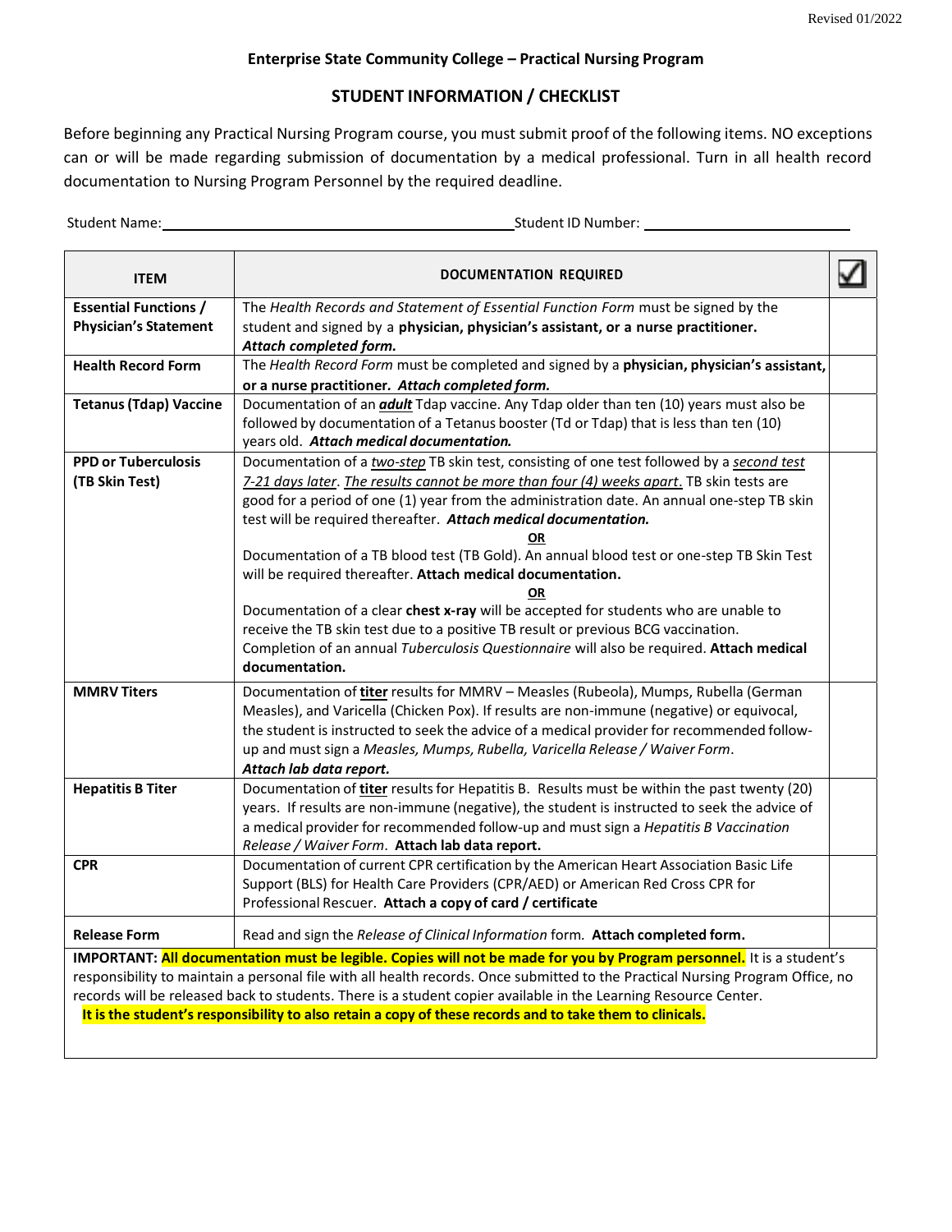Revised 01/2022

**Enterprise State Community College – Practical Nursing Program**

## STUDENT INFORMATION / CHECKLIST

Before beginning any Practical Nursing Program course, you must submit proof of the following items. NO exceptions can or will be made regarding submission of documentation by a medical professional. Turn in all health record documentation to Nursing Program Personnel by the required deadline.

Student Name: ______________________________ Student ID Number: ______________________

| ITEM | DOCUMENTATION REQUIRED | ☑ |
|---|---|---|
| **Essential Functions / Physician's Statement** | The *Health Records and Statement of Essential Function Form* must be signed by the student and signed by a **physician, physician's assistant, or a nurse practitioner.** ***Attach completed form.*** | |
| **Health Record Form** | The *Health Record Form* must be completed and signed by a **physician, physician's assistant, or a nurse practitioner.** ***Attach completed form.*** | |
| **Tetanus (Tdap) Vaccine** | Documentation of an ***adult*** Tdap vaccine. Any Tdap older than ten (10) years must also be followed by documentation of a Tetanus booster (Td or Tdap) that is less than ten (10) years old. ***Attach medical documentation.*** | |
| **PPD or Tuberculosis (TB Skin Test)** | Documentation of a *two-step* TB skin test, consisting of one test followed by a *second test 7-21 days later*. *The results cannot be more than four (4) weeks apart*. TB skin tests are good for a period of one (1) year from the administration date. An annual one-step TB skin test will be required thereafter. ***Attach medical documentation.*** <br> **OR** <br> Documentation of a TB blood test (TB Gold). An annual blood test or one-step TB Skin Test will be required thereafter. **Attach medical documentation.** <br> **OR** <br> Documentation of a clear **chest x-ray** will be accepted for students who are unable to receive the TB skin test due to a positive TB result or previous BCG vaccination. Completion of an annual *Tuberculosis Questionnaire* will also be required. **Attach medical documentation.** | |
| **MMRV Titers** | Documentation of **titer** results for MMRV – Measles (Rubeola), Mumps, Rubella (German Measles), and Varicella (Chicken Pox). If results are non-immune (negative) or equivocal, the student is instructed to seek the advice of a medical provider for recommended follow-up and must sign a *Measles, Mumps, Rubella, Varicella Release / Waiver Form*. ***Attach lab data report.*** | |
| **Hepatitis B Titer** | Documentation of **titer** results for Hepatitis B. Results must be within the past twenty (20) years. If results are non-immune (negative), the student is instructed to seek the advice of a medical provider for recommended follow-up and must sign a *Hepatitis B Vaccination Release / Waiver Form*. **Attach lab data report.** | |
| **CPR** | Documentation of current CPR certification by the American Heart Association Basic Life Support (BLS) for Health Care Providers (CPR/AED) or American Red Cross CPR for Professional Rescuer. **Attach a copy of card / certificate** | |
| **Release Form** | Read and sign the *Release of Clinical Information* form. **Attach completed form.** | |

**IMPORTANT: All documentation must be legible. Copies will not be made for you by Program personnel.** It is a student's responsibility to maintain a personal file with all health records. Once submitted to the Practical Nursing Program Office, no records will be released back to students. There is a student copier available in the Learning Resource Center.

**It is the student's responsibility to also retain a copy of these records and to take them to clinicals.**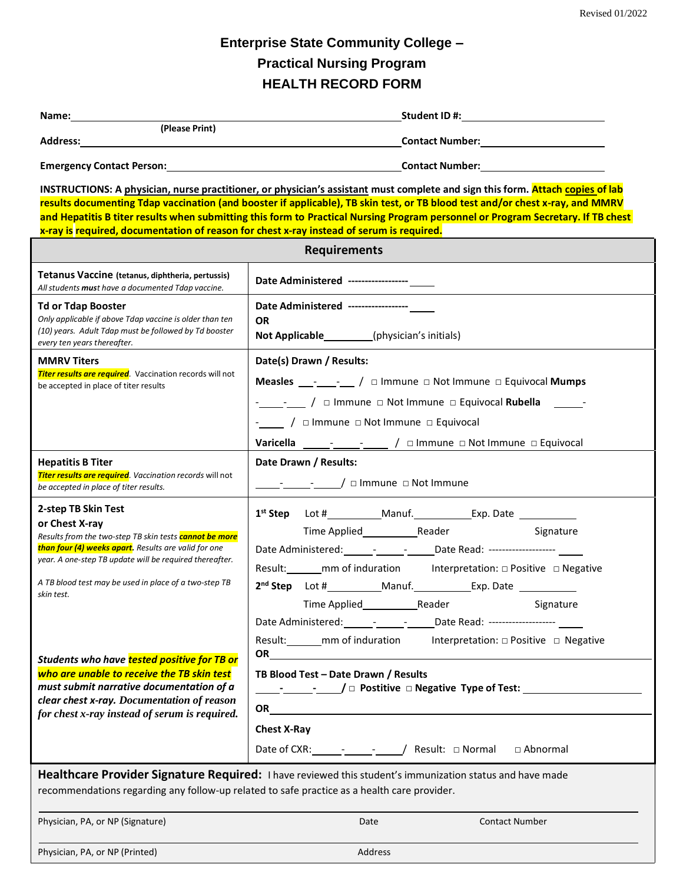Revised 01/2022

# Enterprise State Community College –
## Practical Nursing Program
## HEALTH RECORD FORM

**Name:**_______________________________________________ **Student ID #:**_______________________
**(Please Print)**
**Address:**_____________________________________________ **Contact Number:**____________________

**Emergency Contact Person:**______________________________ **Contact Number:**____________________

**INSTRUCTIONS: A physician, nurse practitioner, or physician's assistant must complete and sign this form. Attach copies of lab results documenting Tdap vaccination (and booster if applicable), TB skin test, or TB blood test and/or chest x-ray, and MMRV and Hepatitis B titer results when submitting this form to Practical Nursing Program personnel or Program Secretary. If TB chest x-ray is required, documentation of reason for chest x-ray instead of serum is required.**

| Requirements | |
|---|---|
| **Tetanus Vaccine (tetanus, diphtheria, pertussis)**<br>*All students **must** have a documented Tdap vaccine.* | **Date Administered** ------------------ _____ |
| **Td or Tdap Booster**<br>*Only applicable if above Tdap vaccine is older than ten (10) years. Adult Tdap must be followed by Td booster every ten years thereafter.* | **Date Administered** ------------------ _____<br>**OR**<br>**Not Applicable**_________(physician's initials) |
| **MMRV Titers**<br>***Titer results are required**. Vaccination records will not be accepted in place of titer results* | **Date(s) Drawn / Results:**<br>**Measles** ___-___-___ / □ Immune □ Not Immune □ Equivocal<br>**Mumps** _____-_____-___ / □ Immune □ Not Immune □ Equivocal<br>**Rubella** _____-_____-_____ / □ Immune □ Not Immune □ Equivocal<br>**Varicella** _____-_____-_____ / □ Immune □ Not Immune □ Equivocal |
| **Hepatitis B Titer**<br>***Titer results are required**. Vaccination records will not be accepted in place of titer results.* | **Date Drawn / Results:**<br>_____-_____-_____/ □ Immune □ Not Immune |
| **2-step TB Skin Test or Chest X-ray**<br>*Results from the two-step TB skin tests **cannot be more than four (4) weeks apart**. Results are valid for one year. A one-step TB update will be required thereafter.*<br><br>*A TB blood test may be used in place of a two-step TB skin test.*<br><br>***Students who have tested positive for TB or who are unable to receive the TB skin test must submit narrative documentation of a clear chest x-ray. Documentation of reason for chest x-ray instead of serum is required.*** | **1st Step** Lot #__________Manuf.___________Exp. Date ___________<br>Time Applied__________Reader Signature<br>Date Administered:_____-_____-_____Date Read: -------------------- _____<br>Result:_______mm of induration Interpretation: □ Positive □ Negative<br>**2nd Step** Lot #__________Manuf.___________Exp. Date ___________<br>Time Applied__________Reader Signature<br>Date Administered:_____-_____-_____Date Read: -------------------- _____<br>Result:_______mm of induration Interpretation: □ Positive □ Negative<br>**OR**<br>**TB Blood Test – Date Drawn / Results**<br>_____-_____-_____/ □ **Positive** □ **Negative Type of Test:** ____________________<br>**OR**<br>**Chest X-Ray**<br>Date of CXR:_____-_____-_____/ Result: □ Normal □ Abnormal |

**Healthcare Provider Signature Required:** I have reviewed this student's immunization status and have made recommendations regarding any follow-up related to safe practice as a health care provider.

_____________________________________________________________________________
Physician, PA, or NP (Signature) Date Contact Number

_____________________________________________________________________________
Physician, PA, or NP (Printed) Address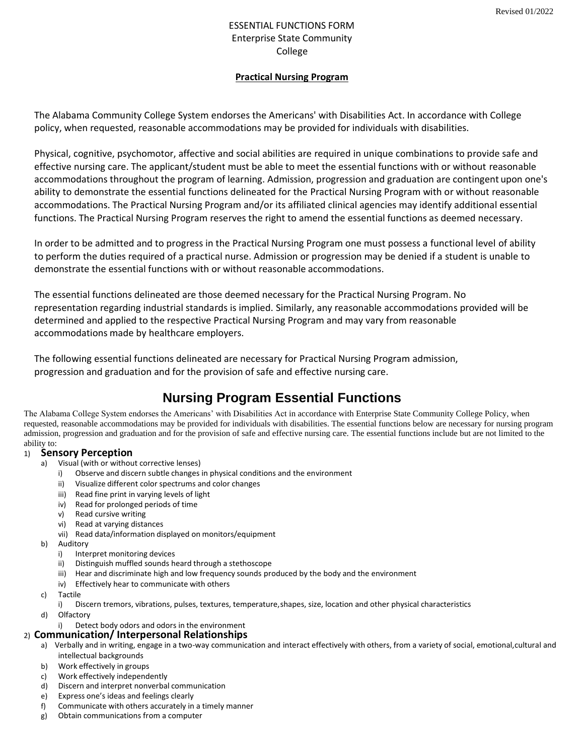ESSENTIAL FUNCTIONS FORM
Enterprise State Community College

**Practical Nursing Program**

The Alabama Community College System endorses the Americans' with Disabilities Act. In accordance with College policy, when requested, reasonable accommodations may be provided for individuals with disabilities.

Physical, cognitive, psychomotor, affective and social abilities are required in unique combinations to provide safe and effective nursing care. The applicant/student must be able to meet the essential functions with or without reasonable accommodations throughout the program of learning. Admission, progression and graduation are contingent upon one's ability to demonstrate the essential functions delineated for the Practical Nursing Program with or without reasonable accommodations. The Practical Nursing Program and/or its affiliated clinical agencies may identify additional essential functions. The Practical Nursing Program reserves the right to amend the essential functions as deemed necessary.

In order to be admitted and to progress in the Practical Nursing Program one must possess a functional level of ability to perform the duties required of a practical nurse. Admission or progression may be denied if a student is unable to demonstrate the essential functions with or without reasonable accommodations.

The essential functions delineated are those deemed necessary for the Practical Nursing Program. No representation regarding industrial standards is implied. Similarly, any reasonable accommodations provided will be determined and applied to the respective Practical Nursing Program and may vary from reasonable accommodations made by healthcare employers.

The following essential functions delineated are necessary for Practical Nursing Program admission, progression and graduation and for the provision of safe and effective nursing care.

# Nursing Program Essential Functions

The Alabama College System endorses the Americans' with Disabilities Act in accordance with Enterprise State Community College Policy, when requested, reasonable accommodations may be provided for individuals with disabilities. The essential functions below are necessary for nursing program admission, progression and graduation and for the provision of safe and effective nursing care. The essential functions include but are not limited to the ability to:

1) **Sensory Perception**
   a) Visual (with or without corrective lenses)
      i) Observe and discern subtle changes in physical conditions and the environment
      ii) Visualize different color spectrums and color changes
      iii) Read fine print in varying levels of light
      iv) Read for prolonged periods of time
      v) Read cursive writing
      vi) Read at varying distances
      vii) Read data/information displayed on monitors/equipment
   b) Auditory
      i) Interpret monitoring devices
      ii) Distinguish muffled sounds heard through a stethoscope
      iii) Hear and discriminate high and low frequency sounds produced by the body and the environment
      iv) Effectively hear to communicate with others
   c) Tactile
      i) Discern tremors, vibrations, pulses, textures, temperature, shapes, size, location and other physical characteristics
   d) Olfactory
      i) Detect body odors and odors in the environment
2) **Communication/ Interpersonal Relationships**
   a) Verbally and in writing, engage in a two-way communication and interact effectively with others, from a variety of social, emotional, cultural and intellectual backgrounds
   b) Work effectively in groups
   c) Work effectively independently
   d) Discern and interpret nonverbal communication
   e) Express one's ideas and feelings clearly
   f) Communicate with others accurately in a timely manner
   g) Obtain communications from a computer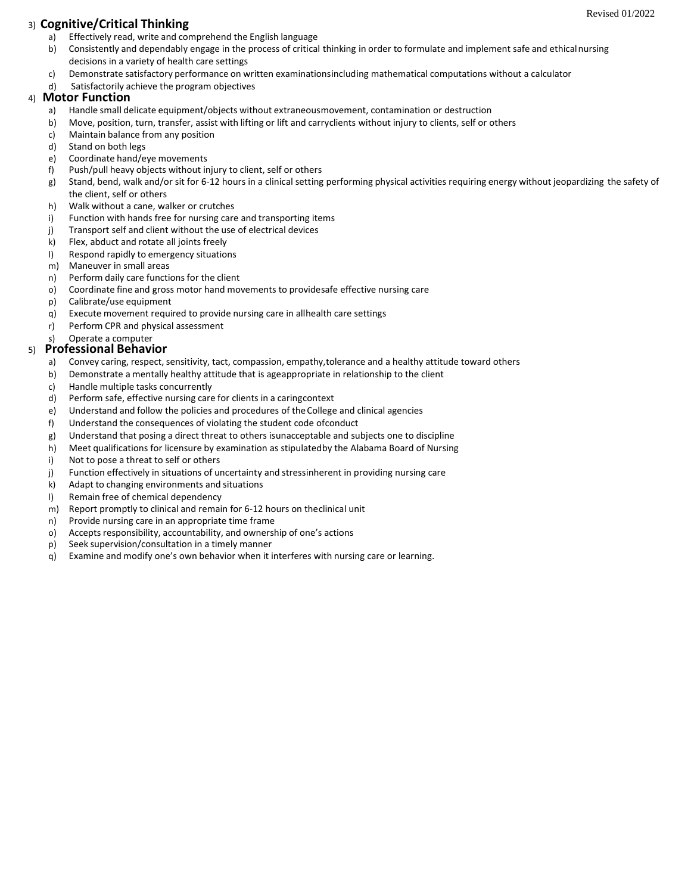3) **Cognitive/Critical Thinking**

a) Effectively read, write and comprehend the English language
b) Consistently and dependably engage in the process of critical thinking in order to formulate and implement safe and ethical nursing decisions in a variety of health care settings
c) Demonstrate satisfactory performance on written examinations including mathematical computations without a calculator
d) Satisfactorily achieve the program objectives

4) **Motor Function**

a) Handle small delicate equipment/objects without extraneous movement, contamination or destruction
b) Move, position, turn, transfer, assist with lifting or lift and carry clients without injury to clients, self or others
c) Maintain balance from any position
d) Stand on both legs
e) Coordinate hand/eye movements
f) Push/pull heavy objects without injury to client, self or others
g) Stand, bend, walk and/or sit for 6-12 hours in a clinical setting performing physical activities requiring energy without jeopardizing the safety of the client, self or others
h) Walk without a cane, walker or crutches
i) Function with hands free for nursing care and transporting items
j) Transport self and client without the use of electrical devices
k) Flex, abduct and rotate all joints freely
l) Respond rapidly to emergency situations
m) Maneuver in small areas
n) Perform daily care functions for the client
o) Coordinate fine and gross motor hand movements to provide safe effective nursing care
p) Calibrate/use equipment
q) Execute movement required to provide nursing care in all health care settings
r) Perform CPR and physical assessment
s) Operate a computer

5) **Professional Behavior**

a) Convey caring, respect, sensitivity, tact, compassion, empathy, tolerance and a healthy attitude toward others
b) Demonstrate a mentally healthy attitude that is age appropriate in relationship to the client
c) Handle multiple tasks concurrently
d) Perform safe, effective nursing care for clients in a caring context
e) Understand and follow the policies and procedures of the College and clinical agencies
f) Understand the consequences of violating the student code of conduct
g) Understand that posing a direct threat to others is unacceptable and subjects one to discipline
h) Meet qualifications for licensure by examination as stipulated by the Alabama Board of Nursing
i) Not to pose a threat to self or others
j) Function effectively in situations of uncertainty and stress inherent in providing nursing care
k) Adapt to changing environments and situations
l) Remain free of chemical dependency
m) Report promptly to clinical and remain for 6-12 hours on the clinical unit
n) Provide nursing care in an appropriate time frame
o) Accepts responsibility, accountability, and ownership of one's actions
p) Seek supervision/consultation in a timely manner
q) Examine and modify one's own behavior when it interferes with nursing care or learning.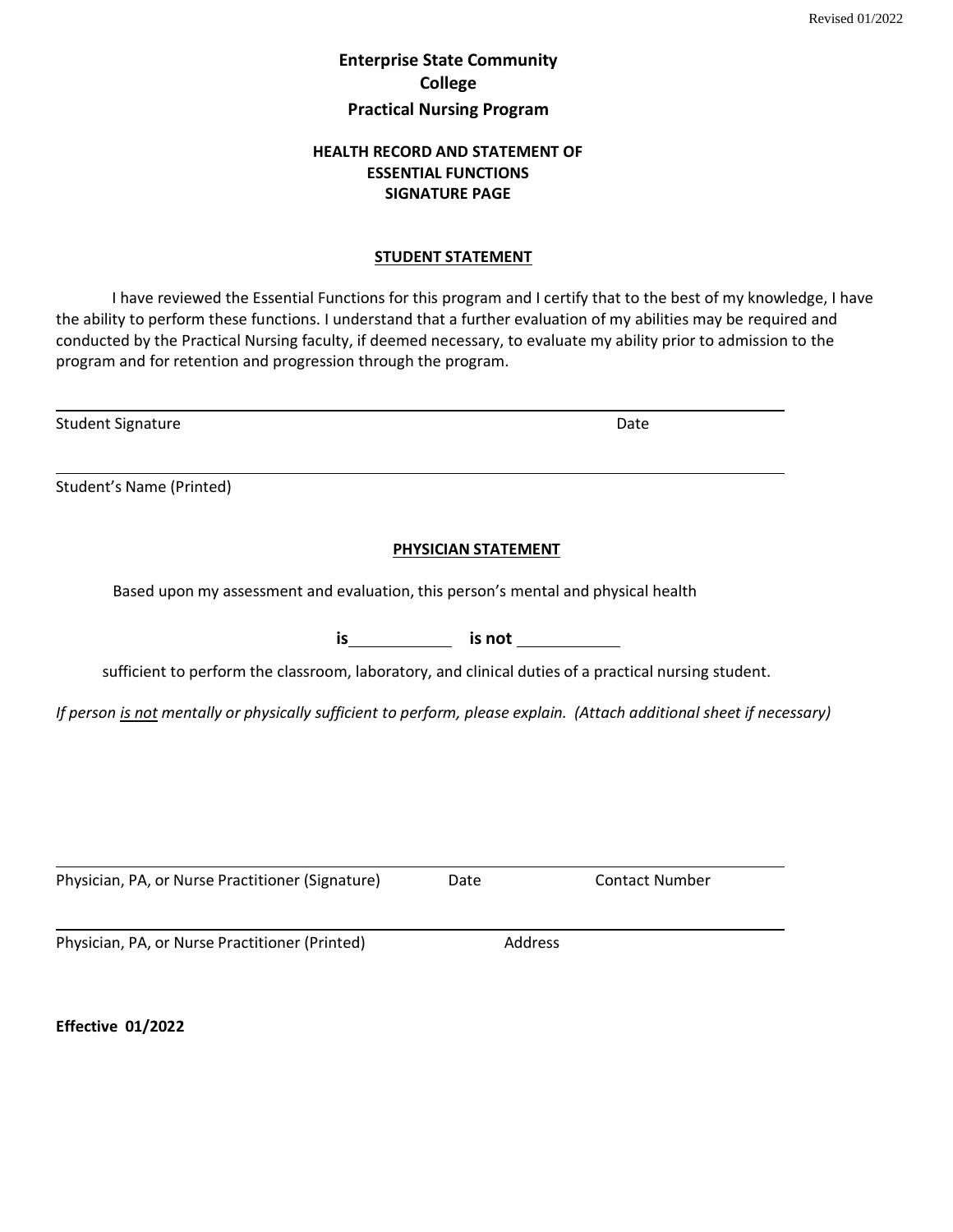Revised 01/2022

# Enterprise State Community College
## Practical Nursing Program

### HEALTH RECORD AND STATEMENT OF ESSENTIAL FUNCTIONS SIGNATURE PAGE

**STUDENT STATEMENT**

I have reviewed the Essential Functions for this program and I certify that to the best of my knowledge, I have the ability to perform these functions. I understand that a further evaluation of my abilities may be required and conducted by the Practical Nursing faculty, if deemed necessary, to evaluate my ability prior to admission to the program and for retention and progression through the program.

_______________________________________________________________

Student Signature                                                                                    Date

_______________________________________________________________

Student's Name (Printed)

**PHYSICIAN STATEMENT**

Based upon my assessment and evaluation, this person's mental and physical health

**is** __________ **is not** __________

sufficient to perform the classroom, laboratory, and clinical duties of a practical nursing student.

*If person is not mentally or physically sufficient to perform, please explain. (Attach additional sheet if necessary)*

_______________________________________________________________

Physician, PA, or Nurse Practitioner (Signature)          Date          Contact Number

_______________________________________________________________

Physician, PA, or Nurse Practitioner (Printed)          Address

**Effective 01/2022**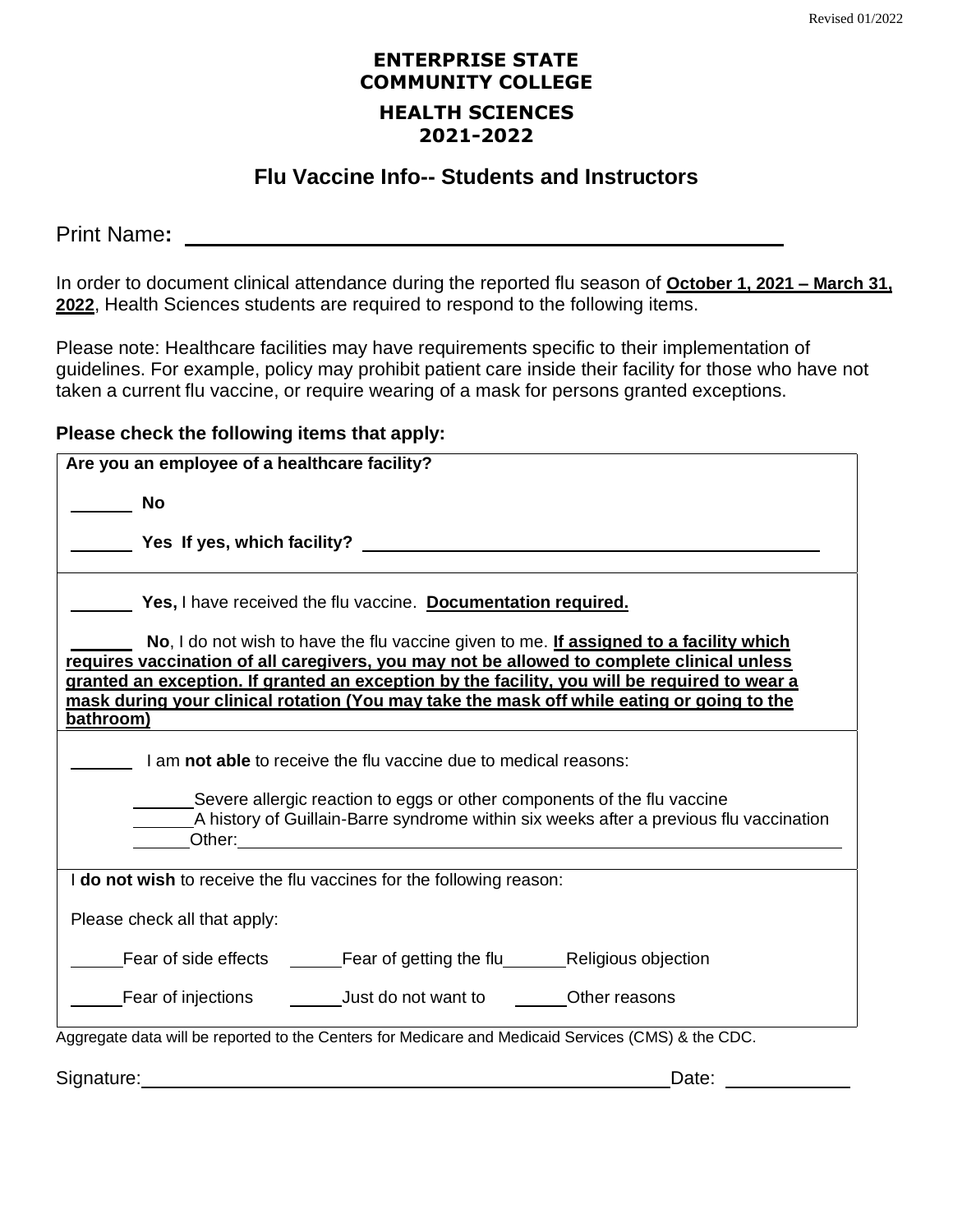Revised 01/2022

**ENTERPRISE STATE COMMUNITY COLLEGE**

**HEALTH SCIENCES 2021-2022**

## Flu Vaccine Info-- Students and Instructors

Print Name: ______________________________________________

In order to document clinical attendance during the reported flu season of **October 1, 2021 – March 31, 2022**, Health Sciences students are required to respond to the following items.

Please note: Healthcare facilities may have requirements specific to their implementation of guidelines. For example, policy may prohibit patient care inside their facility for those who have not taken a current flu vaccine, or require wearing of a mask for persons granted exceptions.

**Please check the following items that apply:**

**Are you an employee of a healthcare facility?**

______ **No**

______ **Yes If yes, which facility?** ______________________________________________

______ **Yes,** I have received the flu vaccine. **Documentation required.**

______ **No**, I do not wish to have the flu vaccine given to me. **If assigned to a facility which requires vaccination of all caregivers, you may not be allowed to complete clinical unless granted an exception. If granted an exception by the facility, you will be required to wear a mask during your clinical rotation (You may take the mask off while eating or going to the bathroom)**

______ I am **not able** to receive the flu vaccine due to medical reasons:

- ______Severe allergic reaction to eggs or other components of the flu vaccine
- ______A history of Guillain-Barre syndrome within six weeks after a previous flu vaccination
- ______Other: ______________________________________________

I **do not wish** to receive the flu vaccines for the following reason:

Please check all that apply:

_____Fear of side effects _____Fear of getting the flu ______Religious objection

_____Fear of injections _____Just do not want to _____Other reasons

Aggregate data will be reported to the Centers for Medicare and Medicaid Services (CMS) & the CDC.

Signature: ______________________________________________ Date: ____________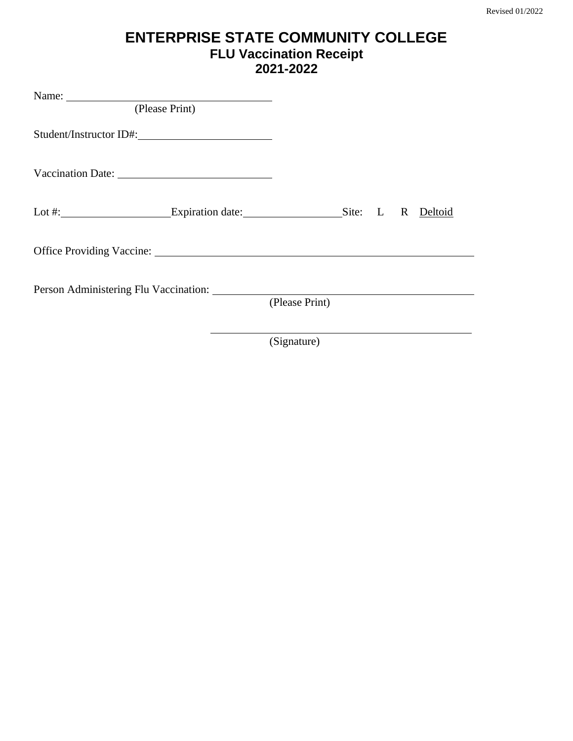Revised 01/2022

# ENTERPRISE STATE COMMUNITY COLLEGE

## FLU Vaccination Receipt

## 2021-2022

Name: ______________________________
(Please Print)

Student/Instructor ID#: ____________________

Vaccination Date: ______________________

Lot #: ________________ Expiration date: ______________ Site: L R Deltoid

Office Providing Vaccine: ________________________________________

Person Administering Flu Vaccination: ______________________________
(Please Print)

______________________________
(Signature)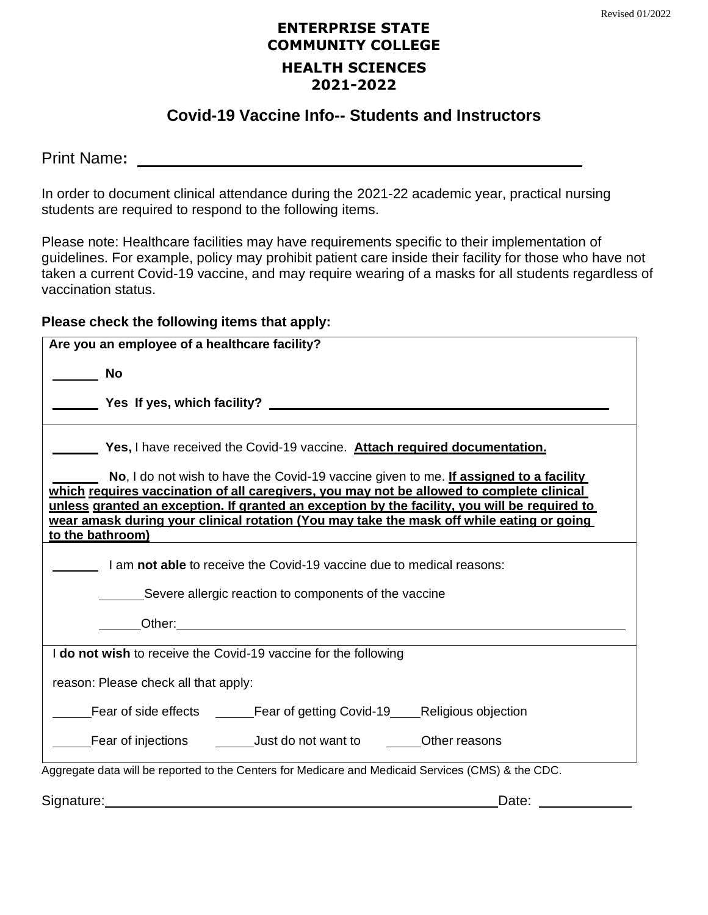Revised 01/2022

# ENTERPRISE STATE COMMUNITY COLLEGE

## HEALTH SCIENCES 2021-2022

## Covid-19 Vaccine Info-- Students and Instructors

Print Name**:** ______________________________________________

In order to document clinical attendance during the 2021-22 academic year, practical nursing students are required to respond to the following items.

Please note: Healthcare facilities may have requirements specific to their implementation of guidelines. For example, policy may prohibit patient care inside their facility for those who have not taken a current Covid-19 vaccine, and may require wearing of a masks for all students regardless of vaccination status.

**Please check the following items that apply:**

**Are you an employee of a healthcare facility?**

______ **No**

______ **Yes If yes, which facility?** ______________________________________________

______ **Yes,** I have received the Covid-19 vaccine. **Attach required documentation.**

______ **No**, I do not wish to have the Covid-19 vaccine given to me. **If assigned to a facility which requires vaccination of all caregivers, you may not be allowed to complete clinical unless granted an exception. If granted an exception by the facility, you will be required to wear amask during your clinical rotation (You may take the mask off while eating or going to the bathroom)**

______ I am **not able** to receive the Covid-19 vaccine due to medical reasons:

______Severe allergic reaction to components of the vaccine

______Other: ______________________________________________

I **do not wish** to receive the Covid-19 vaccine for the following reason: Please check all that apply:

_____Fear of side effects _____Fear of getting Covid-19 ____Religious objection

_____Fear of injections _____Just do not want to _____Other reasons

Aggregate data will be reported to the Centers for Medicare and Medicaid Services (CMS) & the CDC.

Signature: ______________________________________________ Date: ____________